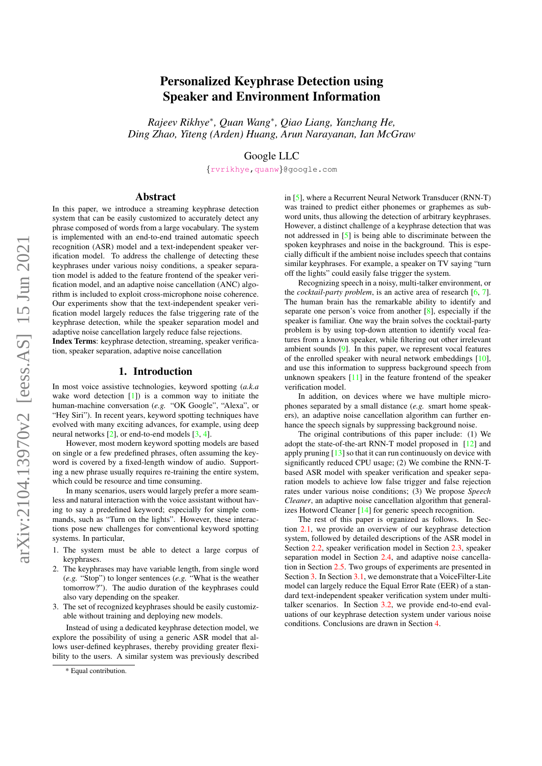# Personalized Keyphrase Detection using Speaker and Environment Information

*Rajeev Rikhye*, Quan Wang*, Qiao Liang, Yanzhang He, Ding Zhao, Yiteng (Arden) Huang, Arun Narayanan, Ian McGraw*

Google LLC

{rvrikhye,quanw}@google.com

## Abstract

In this paper, we introduce a streaming keyphrase detection system that can be easily customized to accurately detect any phrase composed of words from a large vocabulary. The system is implemented with an end-to-end trained automatic speech recognition (ASR) model and a text-independent speaker verification model. To address the challenge of detecting these keyphrases under various noisy conditions, a speaker separation model is added to the feature frontend of the speaker verification model, and an adaptive noise cancellation (ANC) algorithm is included to exploit cross-microphone noise coherence. Our experiments show that the text-independent speaker verification model largely reduces the false triggering rate of the keyphrase detection, while the speaker separation model and adaptive noise cancellation largely reduce false rejections.

**Index Terms**: keyphrase detection, streaming, speaker verification, speaker separation, adaptive noise cancellation

## 1. Introduction

In most voice assistive technologies, keyword spotting (*a.k.a* wake word detection [1]) is a common way to initiate the human-machine conversation (*e.g.* "OK Google", "Alexa", or "Hey Siri"). In recent years, keyword spotting techniques have evolved with many exciting advances, for example, using deep neural networks [2], or end-to-end models [3, 4].

However, most modern keyword spotting models are based on single or a few predefined phrases, often assuming the keyword is covered by a fixed-length window of audio. Supporting a new phrase usually requires re-training the entire system, which could be resource and time consuming.

In many scenarios, users would largely prefer a more seamless and natural interaction with the voice assistant without having to say a predefined keyword; especially for simple commands, such as "Turn on the lights". However, these interactions pose new challenges for conventional keyword spotting systems. In particular,

1. The system must be able to detect a large corpus of keyphrases.
2. The keyphrases may have variable length, from single word (*e.g.* "Stop") to longer sentences (*e.g.* "What is the weather tomorrow?"). The audio duration of the keyphrases could also vary depending on the speaker.
3. The set of recognized keyphrases should be easily customizable without training and deploying new models.

Instead of using a dedicated keyphrase detection model, we explore the possibility of using a generic ASR model that allows user-defined keyphrases, thereby providing greater flexibility to the users. A similar system was previously described in [5], where a Recurrent Neural Network Transducer (RNN-T) was trained to predict either phonemes or graphemes as subword units, thus allowing the detection of arbitrary keyphrases. However, a distinct challenge of a keyphrase detection that was not addressed in [5] is being able to discriminate between the spoken keyphrases and noise in the background. This is especially difficult if the ambient noise includes speech that contains similar keyphrases. For example, a speaker on TV saying "turn off the lights" could easily false trigger the system.

Recognizing speech in a noisy, multi-talker environment, or the *cocktail-party problem*, is an active area of research [6, 7]. The human brain has the remarkable ability to identify and separate one person's voice from another [8], especially if the speaker is familiar. One way the brain solves the cocktail-party problem is by using top-down attention to identify vocal features from a known speaker, while filtering out other irrelevant ambient sounds [9]. In this paper, we represent vocal features of the enrolled speaker with neural network embeddings [10], and use this information to suppress background speech from unknown speakers [11] in the feature frontend of the speaker verification model.

In addition, on devices where we have multiple microphones separated by a small distance (*e.g.* smart home speakers), an adaptive noise cancellation algorithm can further enhance the speech signals by suppressing background noise.

The original contributions of this paper include: (1) We adopt the state-of-the-art RNN-T model proposed in [12] and apply pruning [13] so that it can run continuously on device with significantly reduced CPU usage; (2) We combine the RNN-T-based ASR model with speaker verification and speaker separation models to achieve low false trigger and false rejection rates under various noise conditions; (3) We propose *Speech Cleaner*, an adaptive noise cancellation algorithm that generalizes Hotword Cleaner [14] for generic speech recognition.

The rest of this paper is organized as follows. In Section 2.1, we provide an overview of our keyphrase detection system, followed by detailed descriptions of the ASR model in Section 2.2, speaker verification model in Section 2.3, speaker separation model in Section 2.4, and adaptive noise cancellation in Section 2.5. Two groups of experiments are presented in Section 3. In Section 3.1, we demonstrate that a VoiceFilter-Lite model can largely reduce the Equal Error Rate (EER) of a standard text-independent speaker verification system under multi-talker scenarios. In Section 3.2, we provide end-to-end evaluations of our keyphrase detection system under various noise conditions. Conclusions are drawn in Section 4.

[*] Equal contribution.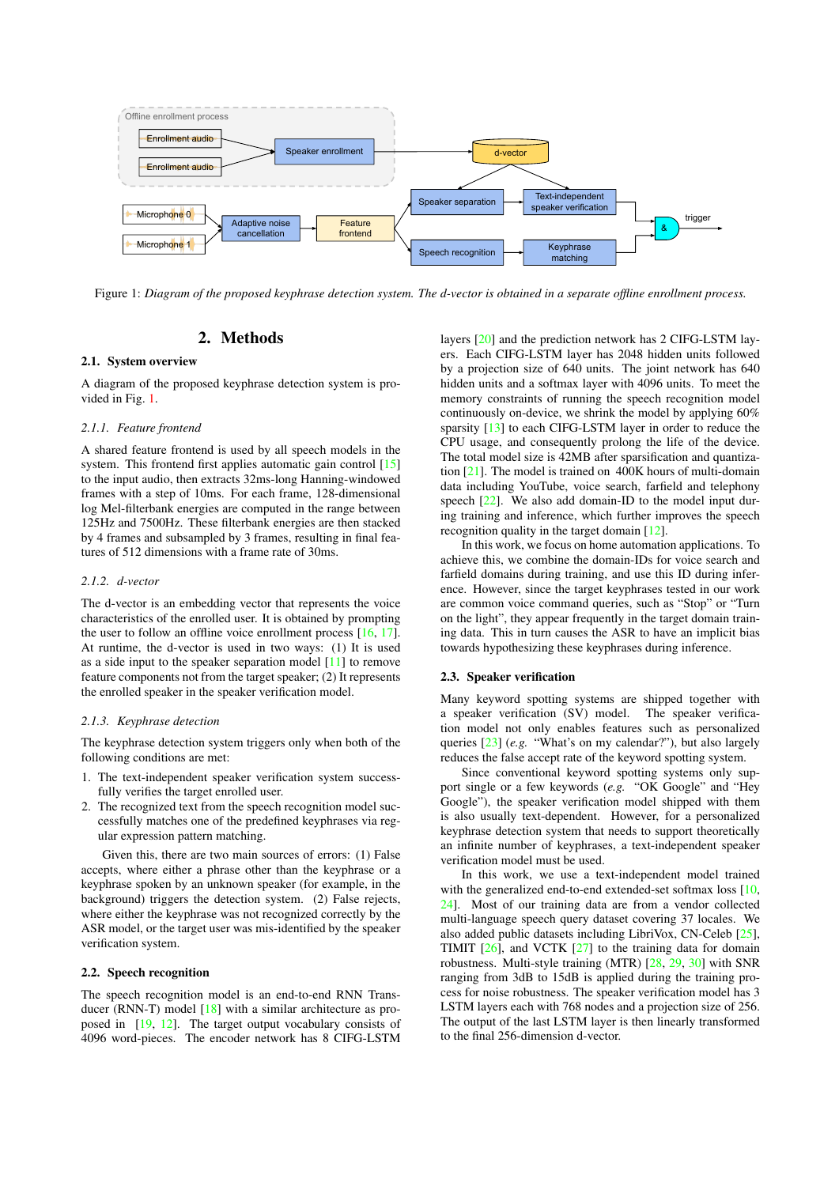Figure 1: *Diagram of the proposed keyphrase detection system. The d-vector is obtained in a separate offline enrollment process.*

## 2. Methods

### 2.1. System overview

A diagram of the proposed keyphrase detection system is provided in Fig. 1.

#### *2.1.1. Feature frontend*

A shared feature frontend is used by all speech models in the system. This frontend first applies automatic gain control [15] to the input audio, then extracts 32ms-long Hanning-windowed frames with a step of 10ms. For each frame, 128-dimensional log Mel-filterbank energies are computed in the range between 125Hz and 7500Hz. These filterbank energies are then stacked by 4 frames and subsampled by 3 frames, resulting in final features of 512 dimensions with a frame rate of 30ms.

#### *2.1.2. d-vector*

The d-vector is an embedding vector that represents the voice characteristics of the enrolled user. It is obtained by prompting the user to follow an offline voice enrollment process [16, 17]. At runtime, the d-vector is used in two ways: (1) It is used as a side input to the speaker separation model [11] to remove feature components not from the target speaker; (2) It represents the enrolled speaker in the speaker verification model.

#### *2.1.3. Keyphrase detection*

The keyphrase detection system triggers only when both of the following conditions are met:

1. The text-independent speaker verification system successfully verifies the target enrolled user.
2. The recognized text from the speech recognition model successfully matches one of the predefined keyphrases via regular expression pattern matching.

Given this, there are two main sources of errors: (1) False accepts, where either a phrase other than the keyphrase or a keyphrase spoken by an unknown speaker (for example, in the background) triggers the detection system. (2) False rejects, where either the keyphrase was not recognized correctly by the ASR model, or the target user was mis-identified by the speaker verification system.

### 2.2. Speech recognition

The speech recognition model is an end-to-end RNN Transducer (RNN-T) model [18] with a similar architecture as proposed in [19, 12]. The target output vocabulary consists of 4096 word-pieces. The encoder network has 8 CIFG-LSTM layers [20] and the prediction network has 2 CIFG-LSTM layers. Each CIFG-LSTM layer has 2048 hidden units followed by a projection size of 640 units. The joint network has 640 hidden units and a softmax layer with 4096 units. To meet the memory constraints of running the speech recognition model continuously on-device, we shrink the model by applying 60% sparsity [13] to each CIFG-LSTM layer in order to reduce the CPU usage, and consequently prolong the life of the device. The total model size is 42MB after sparsification and quantization [21]. The model is trained on 400K hours of multi-domain data including YouTube, voice search, farfield and telephony speech [22]. We also add domain-ID to the model input during training and inference, which further improves the speech recognition quality in the target domain [12].

In this work, we focus on home automation applications. To achieve this, we combine the domain-IDs for voice search and farfield domains during training, and use this ID during inference. However, since the target keyphrases tested in our work are common voice command queries, such as "Stop" or "Turn on the light", they appear frequently in the target domain training data. This in turn causes the ASR to have an implicit bias towards hypothesizing these keyphrases during inference.

### 2.3. Speaker verification

Many keyword spotting systems are shipped together with a speaker verification (SV) model. The speaker verification model not only enables features such as personalized queries [23] (*e.g.* "What's on my calendar?"), but also largely reduces the false accept rate of the keyword spotting system.

Since conventional keyword spotting systems only support single or a few keywords (*e.g.* "OK Google" and "Hey Google"), the speaker verification model shipped with them is also usually text-dependent. However, for a personalized keyphrase detection system that needs to support theoretically an infinite number of keyphrases, a text-independent speaker verification model must be used.

In this work, we use a text-independent model trained with the generalized end-to-end extended-set softmax loss [10, 24]. Most of our training data are from a vendor collected multi-language speech query dataset covering 37 locales. We also added public datasets including LibriVox, CN-Celeb [25], TIMIT [26], and VCTK [27] to the training data for domain robustness. Multi-style training (MTR) [28, 29, 30] with SNR ranging from 3dB to 15dB is applied during the training process for noise robustness. The speaker verification model has 3 LSTM layers each with 768 nodes and a projection size of 256. The output of the last LSTM layer is then linearly transformed to the final 256-dimension d-vector.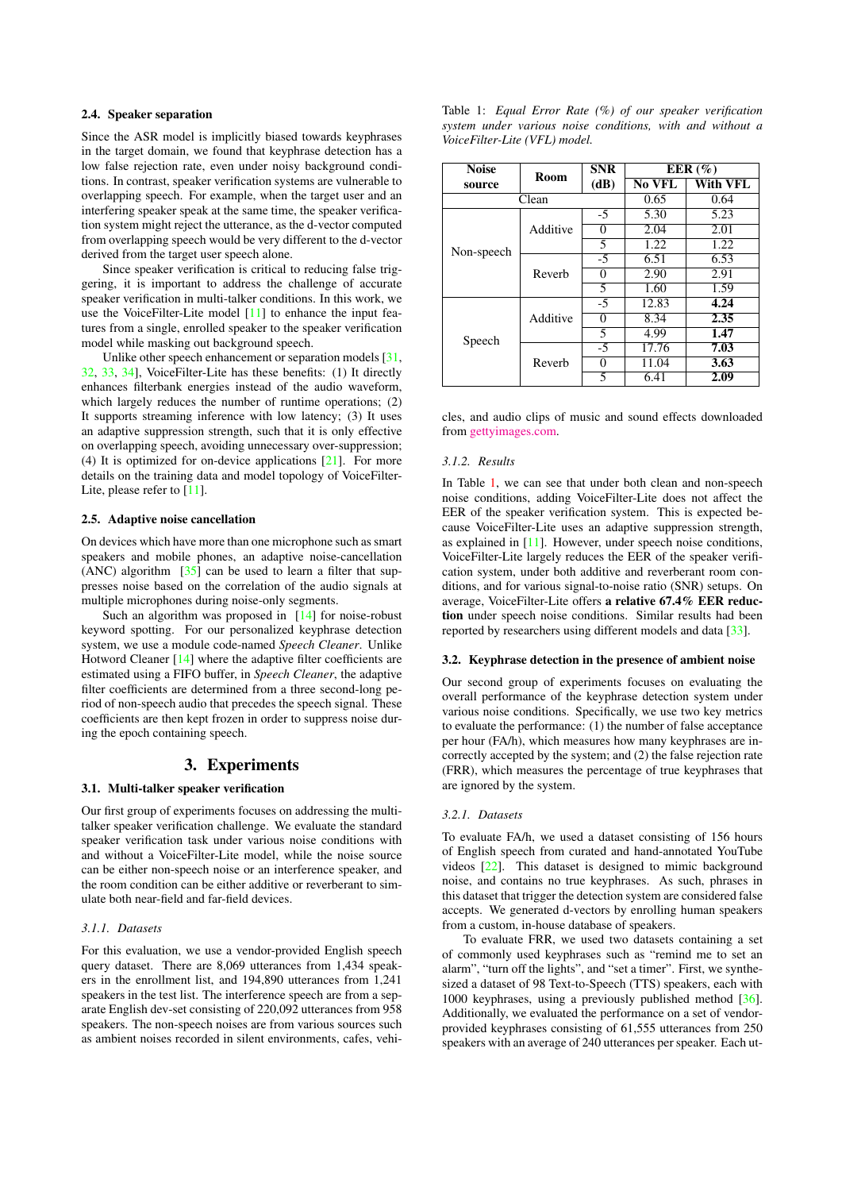### 2.4. Speaker separation

Since the ASR model is implicitly biased towards keyphrases in the target domain, we found that keyphrase detection has a low false rejection rate, even under noisy background conditions. In contrast, speaker verification systems are vulnerable to overlapping speech. For example, when the target user and an interfering speaker speak at the same time, the speaker verification system might reject the utterance, as the d-vector computed from overlapping speech would be very different to the d-vector derived from the target user speech alone.

Since speaker verification is critical to reducing false triggering, it is important to address the challenge of accurate speaker verification in multi-talker conditions. In this work, we use the VoiceFilter-Lite model [11] to enhance the input features from a single, enrolled speaker to the speaker verification model while masking out background speech.

Unlike other speech enhancement or separation models [31, 32, 33, 34], VoiceFilter-Lite has these benefits: (1) It directly enhances filterbank energies instead of the audio waveform, which largely reduces the number of runtime operations; (2) It supports streaming inference with low latency; (3) It uses an adaptive suppression strength, such that it is only effective on overlapping speech, avoiding unnecessary over-suppression; (4) It is optimized for on-device applications [21]. For more details on the training data and model topology of VoiceFilter-Lite, please refer to [11].

### 2.5. Adaptive noise cancellation

On devices which have more than one microphone such as smart speakers and mobile phones, an adaptive noise-cancellation (ANC) algorithm [35] can be used to learn a filter that suppresses noise based on the correlation of the audio signals at multiple microphones during noise-only segments.

Such an algorithm was proposed in [14] for noise-robust keyword spotting. For our personalized keyphrase detection system, we use a module code-named *Speech Cleaner*. Unlike Hotword Cleaner [14] where the adaptive filter coefficients are estimated using a FIFO buffer, in *Speech Cleaner*, the adaptive filter coefficients are determined from a three second-long period of non-speech audio that precedes the speech signal. These coefficients are then kept frozen in order to suppress noise during the epoch containing speech.

## 3. Experiments

### 3.1. Multi-talker speaker verification

Our first group of experiments focuses on addressing the multi-talker speaker verification challenge. We evaluate the standard speaker verification task under various noise conditions with and without a VoiceFilter-Lite model, while the noise source can be either non-speech noise or an interference speaker, and the room condition can be either additive or reverberant to simulate both near-field and far-field devices.

#### 3.1.1. Datasets

For this evaluation, we use a vendor-provided English speech query dataset. There are 8,069 utterances from 1,434 speakers in the enrollment list, and 194,890 utterances from 1,241 speakers in the test list. The interference speech are from a separate English dev-set consisting of 220,092 utterances from 958 speakers. The non-speech noises are from various sources such as ambient noises recorded in silent environments, cafes, vehicles, and audio clips of music and sound effects downloaded from gettyimages.com.

Table 1: *Equal Error Rate (%) of our speaker verification system under various noise conditions, with and without a VoiceFilter-Lite (VFL) model.*

| Noise source | Room | SNR (dB) | EER (%) | |
|---|---|---|---|---|
| | | | No VFL | With VFL |
| Clean | | | 0.65 | 0.64 |
| Non-speech | Additive | -5 | 5.30 | 5.23 |
| | | 0 | 2.04 | 2.01 |
| | | 5 | 1.22 | 1.22 |
| | Reverb | -5 | 6.51 | 6.53 |
| | | 0 | 2.90 | 2.91 |
| | | 5 | 1.60 | 1.59 |
| Speech | Additive | -5 | 12.83 | **4.24** |
| | | 0 | 8.34 | **2.35** |
| | | 5 | 4.99 | **1.47** |
| | Reverb | -5 | 17.76 | **7.03** |
| | | 0 | 11.04 | **3.63** |
| | | 5 | 6.41 | **2.09** |

#### 3.1.2. Results

In Table 1, we can see that under both clean and non-speech noise conditions, adding VoiceFilter-Lite does not affect the EER of the speaker verification system. This is expected because VoiceFilter-Lite uses an adaptive suppression strength, as explained in [11]. However, under speech noise conditions, VoiceFilter-Lite largely reduces the EER of the speaker verification system, under both additive and reverberant room conditions, and for various signal-to-noise ratio (SNR) setups. On average, VoiceFilter-Lite offers **a relative 67.4% EER reduction** under speech noise conditions. Similar results had been reported by researchers using different models and data [33].

### 3.2. Keyphrase detection in the presence of ambient noise

Our second group of experiments focuses on evaluating the overall performance of the keyphrase detection system under various noise conditions. Specifically, we use two key metrics to evaluate the performance: (1) the number of false acceptance per hour (FA/h), which measures how many keyphrases are incorrectly accepted by the system; and (2) the false rejection rate (FRR), which measures the percentage of true keyphrases that are ignored by the system.

#### 3.2.1. Datasets

To evaluate FA/h, we used a dataset consisting of 156 hours of English speech from curated and hand-annotated YouTube videos [22]. This dataset is designed to mimic background noise, and contains no true keyphrases. As such, phrases in this dataset that trigger the detection system are considered false accepts. We generated d-vectors by enrolling human speakers from a custom, in-house database of speakers.

To evaluate FRR, we used two datasets containing a set of commonly used keyphrases such as "remind me to set an alarm", "turn off the lights", and "set a timer". First, we synthesized a dataset of 98 Text-to-Speech (TTS) speakers, each with 1000 keyphrases, using a previously published method [36]. Additionally, we evaluated the performance on a set of vendor-provided keyphrases consisting of 61,555 utterances from 250 speakers with an average of 240 utterances per speaker. Each ut-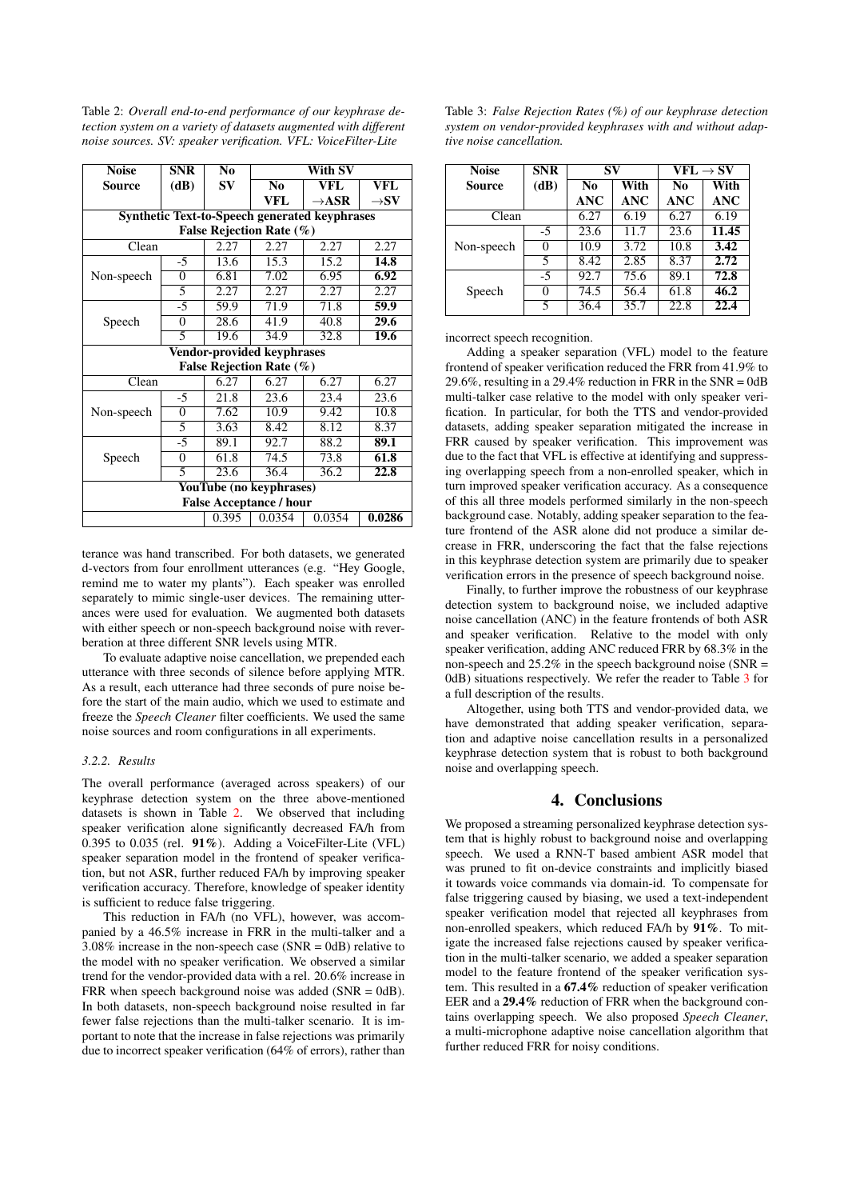Table 2: *Overall end-to-end performance of our keyphrase detection system on a variety of datasets augmented with different noise sources. SV: speaker verification. VFL: VoiceFilter-Lite*

| Noise Source | SNR (dB) | No SV | With SV | | |
|---|---|---|---|---|---|
| | | | No VFL | VFL →ASR | VFL →SV |
| **Synthetic Text-to-Speech generated keyphrases** | | | | | |
| **False Rejection Rate (%)** | | | | | |
| Clean | | 2.27 | 2.27 | 2.27 | 2.27 |
| Non-speech | -5 | 13.6 | 15.3 | 15.2 | **14.8** |
| | 0 | 6.81 | 7.02 | 6.95 | **6.92** |
| | 5 | 2.27 | 2.27 | 2.27 | 2.27 |
| Speech | -5 | 59.9 | 71.9 | 71.8 | **59.9** |
| | 0 | 28.6 | 41.9 | 40.8 | **29.6** |
| | 5 | 19.6 | 34.9 | 32.8 | **19.6** |
| **Vendor-provided keyphrases** | | | | | |
| **False Rejection Rate (%)** | | | | | |
| Clean | | 6.27 | 6.27 | 6.27 | 6.27 |
| Non-speech | -5 | 21.8 | 23.6 | 23.4 | 23.6 |
| | 0 | 7.62 | 10.9 | 9.42 | 10.8 |
| | 5 | 3.63 | 8.42 | 8.12 | 8.37 |
| Speech | -5 | 89.1 | 92.7 | 88.2 | **89.1** |
| | 0 | 61.8 | 74.5 | 73.8 | **61.8** |
| | 5 | 23.6 | 36.4 | 36.2 | **22.8** |
| **YouTube (no keyphrases)** | | | | | |
| **False Acceptance / hour** | | | | | |
| | | 0.395 | 0.0354 | 0.0354 | **0.0286** |

terance was hand transcribed. For both datasets, we generated d-vectors from four enrollment utterances (e.g. "Hey Google, remind me to water my plants"). Each speaker was enrolled separately to mimic single-user devices. The remaining utterances were used for evaluation. We augmented both datasets with either speech or non-speech background noise with reverberation at three different SNR levels using MTR.

To evaluate adaptive noise cancellation, we prepended each utterance with three seconds of silence before applying MTR. As a result, each utterance had three seconds of pure noise before the start of the main audio, which we used to estimate and freeze the *Speech Cleaner* filter coefficients. We used the same noise sources and room configurations in all experiments.

#### 3.2.2. Results

The overall performance (averaged across speakers) of our keyphrase detection system on the three above-mentioned datasets is shown in Table 2. We observed that including speaker verification alone significantly decreased FA/h from 0.395 to 0.035 (rel. **91%**). Adding a VoiceFilter-Lite (VFL) speaker separation model in the frontend of speaker verification, but not ASR, further reduced FA/h by improving speaker verification accuracy. Therefore, knowledge of speaker identity is sufficient to reduce false triggering.

This reduction in FA/h (no VFL), however, was accompanied by a 46.5% increase in FRR in the multi-talker and a 3.08% increase in the non-speech case (SNR = 0dB) relative to the model with no speaker verification. We observed a similar trend for the vendor-provided data with a rel. 20.6% increase in FRR when speech background noise was added (SNR = 0dB). In both datasets, non-speech background noise resulted in far fewer false rejections than the multi-talker scenario. It is important to note that the increase in false rejections was primarily due to incorrect speaker verification (64% of errors), rather than incorrect speech recognition.

Table 3: *False Rejection Rates (%) of our keyphrase detection system on vendor-provided keyphrases with and without adaptive noise cancellation.*

| Noise Source | SNR (dB) | SV | | VFL → SV | |
|---|---|---|---|---|---|
| | | No ANC | With ANC | No ANC | With ANC |
| Clean | | 6.27 | 6.19 | 6.27 | 6.19 |
| Non-speech | -5 | 23.6 | 11.7 | 23.6 | **11.45** |
| | 0 | 10.9 | 3.72 | 10.8 | **3.42** |
| | 5 | 8.42 | 2.85 | 8.37 | **2.72** |
| Speech | -5 | 92.7 | 75.6 | 89.1 | **72.8** |
| | 0 | 74.5 | 56.4 | 61.8 | **46.2** |
| | 5 | 36.4 | 35.7 | 22.8 | **22.4** |

Adding a speaker separation (VFL) model to the feature frontend of speaker verification reduced the FRR from 41.9% to 29.6%, resulting in a 29.4% reduction in FRR in the SNR = 0dB multi-talker case relative to the model with only speaker verification. In particular, for both the TTS and vendor-provided datasets, adding speaker separation mitigated the increase in FRR caused by speaker verification. This improvement was due to the fact that VFL is effective at identifying and suppressing overlapping speech from a non-enrolled speaker, which in turn improved speaker verification accuracy. As a consequence of this all three models performed similarly in the non-speech background case. Notably, adding speaker separation to the feature frontend of the ASR alone did not produce a similar decrease in FRR, underscoring the fact that the false rejections in this keyphrase detection system are primarily due to speaker verification errors in the presence of speech background noise.

Finally, to further improve the robustness of our keyphrase detection system to background noise, we included adaptive noise cancellation (ANC) in the feature frontends of both ASR and speaker verification. Relative to the model with only speaker verification, adding ANC reduced FRR by 68.3% in the non-speech and 25.2% in the speech background noise (SNR = 0dB) situations respectively. We refer the reader to Table 3 for a full description of the results.

Altogether, using both TTS and vendor-provided data, we have demonstrated that adding speaker verification, separation and adaptive noise cancellation results in a personalized keyphrase detection system that is robust to both background noise and overlapping speech.

## 4. Conclusions

We proposed a streaming personalized keyphrase detection system that is highly robust to background noise and overlapping speech. We used a RNN-T based ambient ASR model that was pruned to fit on-device constraints and implicitly biased it towards voice commands via domain-id. To compensate for false triggering caused by biasing, we used a text-independent speaker verification model that rejected all keyphrases from non-enrolled speakers, which reduced FA/h by **91%**. To mitigate the increased false rejections caused by speaker verification in the multi-talker scenario, we added a speaker separation model to the feature frontend of the speaker verification system. This resulted in a **67.4%** reduction of speaker verification EER and a **29.4%** reduction of FRR when the background contains overlapping speech. We also proposed *Speech Cleaner*, a multi-microphone adaptive noise cancellation algorithm that further reduced FRR for noisy conditions.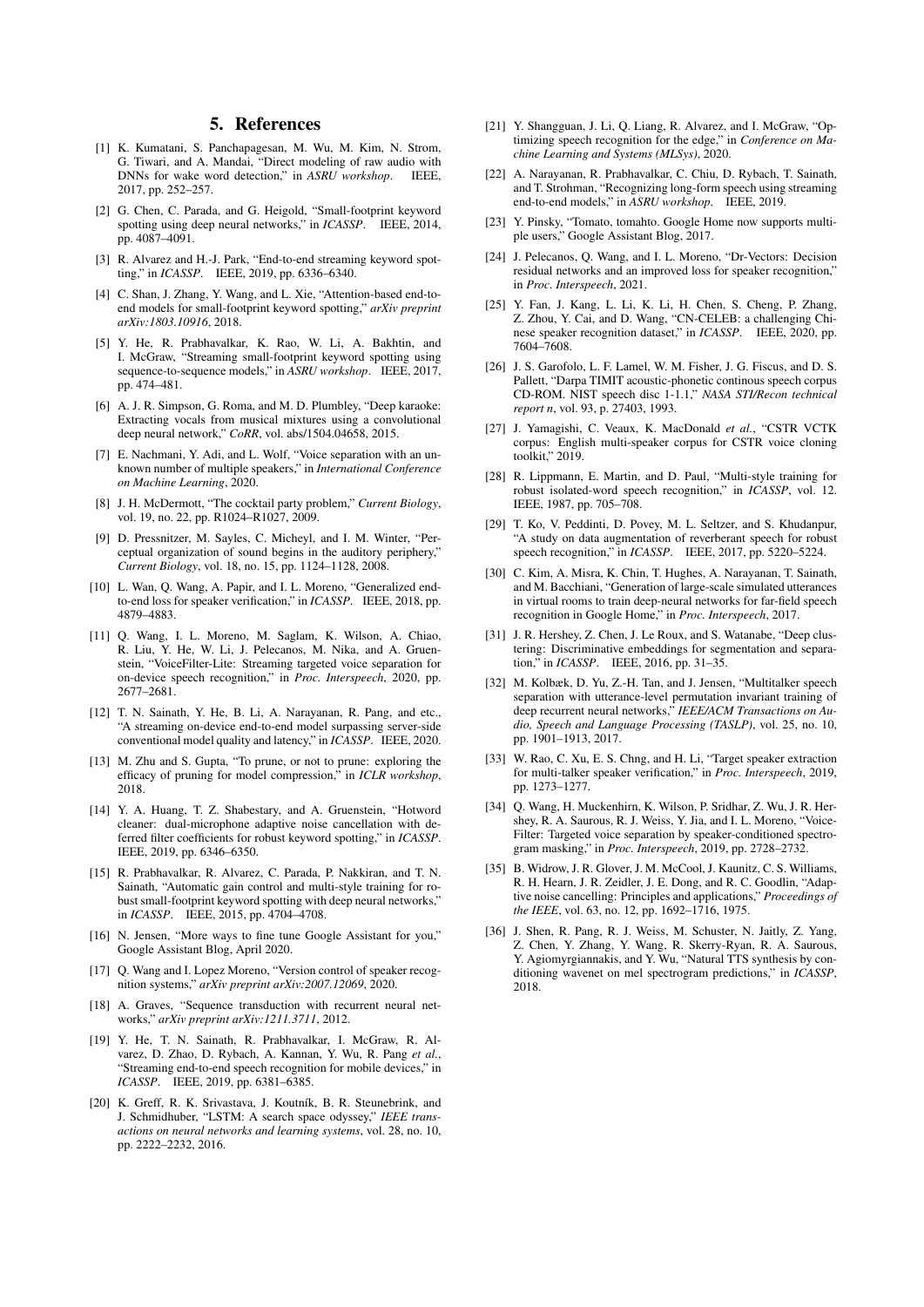## 5. References

[1] K. Kumatani, S. Panchapagesan, M. Wu, M. Kim, N. Strom, G. Tiwari, and A. Mandai, "Direct modeling of raw audio with DNNs for wake word detection," in *ASRU workshop*. IEEE, 2017, pp. 252–257.

[2] G. Chen, C. Parada, and G. Heigold, "Small-footprint keyword spotting using deep neural networks," in *ICASSP*. IEEE, 2014, pp. 4087–4091.

[3] R. Alvarez and H.-J. Park, "End-to-end streaming keyword spotting," in *ICASSP*. IEEE, 2019, pp. 6336–6340.

[4] C. Shan, J. Zhang, Y. Wang, and L. Xie, "Attention-based end-to-end models for small-footprint keyword spotting," *arXiv preprint arXiv:1803.10916*, 2018.

[5] Y. He, R. Prabhavalkar, K. Rao, W. Li, A. Bakhtin, and I. McGraw, "Streaming small-footprint keyword spotting using sequence-to-sequence models," in *ASRU workshop*. IEEE, 2017, pp. 474–481.

[6] A. J. R. Simpson, G. Roma, and M. D. Plumbley, "Deep karaoke: Extracting vocals from musical mixtures using a convolutional deep neural network," *CoRR*, vol. abs/1504.04658, 2015.

[7] E. Nachmani, Y. Adi, and L. Wolf, "Voice separation with an unknown number of multiple speakers," in *International Conference on Machine Learning*, 2020.

[8] J. H. McDermott, "The cocktail party problem," *Current Biology*, vol. 19, no. 22, pp. R1024–R1027, 2009.

[9] D. Pressnitzer, M. Sayles, C. Micheyl, and I. M. Winter, "Perceptual organization of sound begins in the auditory periphery," *Current Biology*, vol. 18, no. 15, pp. 1124–1128, 2008.

[10] L. Wan, Q. Wang, A. Papir, and I. L. Moreno, "Generalized end-to-end loss for speaker verification," in *ICASSP*. IEEE, 2018, pp. 4879–4883.

[11] Q. Wang, I. L. Moreno, M. Saglam, K. Wilson, A. Chiao, R. Liu, Y. He, W. Li, J. Pelecanos, M. Nika, and A. Gruenstein, "VoiceFilter-Lite: Streaming targeted voice separation for on-device speech recognition," in *Proc. Interspeech*, 2020, pp. 2677–2681.

[12] T. N. Sainath, Y. He, B. Li, A. Narayanan, R. Pang, and etc., "A streaming on-device end-to-end model surpassing server-side conventional model quality and latency," in *ICASSP*. IEEE, 2020.

[13] M. Zhu and S. Gupta, "To prune, or not to prune: exploring the efficacy of pruning for model compression," in *ICLR workshop*, 2018.

[14] Y. A. Huang, T. Z. Shabestary, and A. Gruenstein, "Hotword cleaner: dual-microphone adaptive noise cancellation with deferred filter coefficients for robust keyword spotting," in *ICASSP*. IEEE, 2019, pp. 6346–6350.

[15] R. Prabhavalkar, R. Alvarez, C. Parada, P. Nakkiran, and T. N. Sainath, "Automatic gain control and multi-style training for robust small-footprint keyword spotting with deep neural networks," in *ICASSP*. IEEE, 2015, pp. 4704–4708.

[16] N. Jensen, "More ways to fine tune Google Assistant for you," Google Assistant Blog, April 2020.

[17] Q. Wang and I. Lopez Moreno, "Version control of speaker recognition systems," *arXiv preprint arXiv:2007.12069*, 2020.

[18] A. Graves, "Sequence transduction with recurrent neural networks," *arXiv preprint arXiv:1211.3711*, 2012.

[19] Y. He, T. N. Sainath, R. Prabhavalkar, I. McGraw, R. Alvarez, D. Zhao, D. Rybach, A. Kannan, Y. Wu, R. Pang *et al.*, "Streaming end-to-end speech recognition for mobile devices," in *ICASSP*. IEEE, 2019, pp. 6381–6385.

[20] K. Greff, R. K. Srivastava, J. Koutník, B. R. Steunebrink, and J. Schmidhuber, "LSTM: A search space odyssey," *IEEE transactions on neural networks and learning systems*, vol. 28, no. 10, pp. 2222–2232, 2016.

[21] Y. Shangguan, J. Li, Q. Liang, R. Alvarez, and I. McGraw, "Optimizing speech recognition for the edge," in *Conference on Machine Learning and Systems (MLSys)*, 2020.

[22] A. Narayanan, R. Prabhavalkar, C. Chiu, D. Rybach, T. Sainath, and T. Strohman, "Recognizing long-form speech using streaming end-to-end models," in *ASRU workshop*. IEEE, 2019.

[23] Y. Pinsky, "Tomato, tomahto. Google Home now supports multiple users," Google Assistant Blog, 2017.

[24] J. Pelecanos, Q. Wang, and I. L. Moreno, "Dr-Vectors: Decision residual networks and an improved loss for speaker recognition," in *Proc. Interspeech*, 2021.

[25] Y. Fan, J. Kang, L. Li, K. Li, H. Chen, S. Cheng, P. Zhang, Z. Zhou, Y. Cai, and D. Wang, "CN-CELEB: a challenging Chinese speaker recognition dataset," in *ICASSP*. IEEE, 2020, pp. 7604–7608.

[26] J. S. Garofolo, L. F. Lamel, W. M. Fisher, J. G. Fiscus, and D. S. Pallett, "Darpa TIMIT acoustic-phonetic continous speech corpus CD-ROM. NIST speech disc 1-1.1," *NASA STI/Recon technical report n*, vol. 93, p. 27403, 1993.

[27] J. Yamagishi, C. Veaux, K. MacDonald *et al.*, "CSTR VCTK corpus: English multi-speaker corpus for CSTR voice cloning toolkit," 2019.

[28] R. Lippmann, E. Martin, and D. Paul, "Multi-style training for robust isolated-word speech recognition," in *ICASSP*, vol. 12. IEEE, 1987, pp. 705–708.

[29] T. Ko, V. Peddinti, D. Povey, M. L. Seltzer, and S. Khudanpur, "A study on data augmentation of reverberant speech for robust speech recognition," in *ICASSP*. IEEE, 2017, pp. 5220–5224.

[30] C. Kim, A. Misra, K. Chin, T. Hughes, A. Narayanan, T. Sainath, and M. Bacchiani, "Generation of large-scale simulated utterances in virtual rooms to train deep-neural networks for far-field speech recognition in Google Home," in *Proc. Interspeech*, 2017.

[31] J. R. Hershey, Z. Chen, J. Le Roux, and S. Watanabe, "Deep clustering: Discriminative embeddings for segmentation and separation," in *ICASSP*. IEEE, 2016, pp. 31–35.

[32] M. Kolbæk, D. Yu, Z.-H. Tan, and J. Jensen, "Multitalker speech separation with utterance-level permutation invariant training of deep recurrent neural networks," *IEEE/ACM Transactions on Audio, Speech and Language Processing (TASLP)*, vol. 25, no. 10, pp. 1901–1913, 2017.

[33] W. Rao, C. Xu, E. S. Chng, and H. Li, "Target speaker extraction for multi-talker speaker verification," in *Proc. Interspeech*, 2019, pp. 1273–1277.

[34] Q. Wang, H. Muckenhirn, K. Wilson, P. Sridhar, Z. Wu, J. R. Hershey, R. A. Saurous, R. J. Weiss, Y. Jia, and I. L. Moreno, "VoiceFilter: Targeted voice separation by speaker-conditioned spectrogram masking," in *Proc. Interspeech*, 2019, pp. 2728–2732.

[35] B. Widrow, J. R. Glover, J. M. McCool, J. Kaunitz, C. S. Williams, R. H. Hearn, J. R. Zeidler, J. E. Dong, and R. C. Goodlin, "Adaptive noise cancelling: Principles and applications," *Proceedings of the IEEE*, vol. 63, no. 12, pp. 1692–1716, 1975.

[36] J. Shen, R. Pang, R. J. Weiss, M. Schuster, N. Jaitly, Z. Yang, Z. Chen, Y. Zhang, Y. Wang, R. Skerry-Ryan, R. A. Saurous, Y. Agiomyrgiannakis, and Y. Wu, "Natural TTS synthesis by conditioning wavenet on mel spectrogram predictions," in *ICASSP*, 2018.